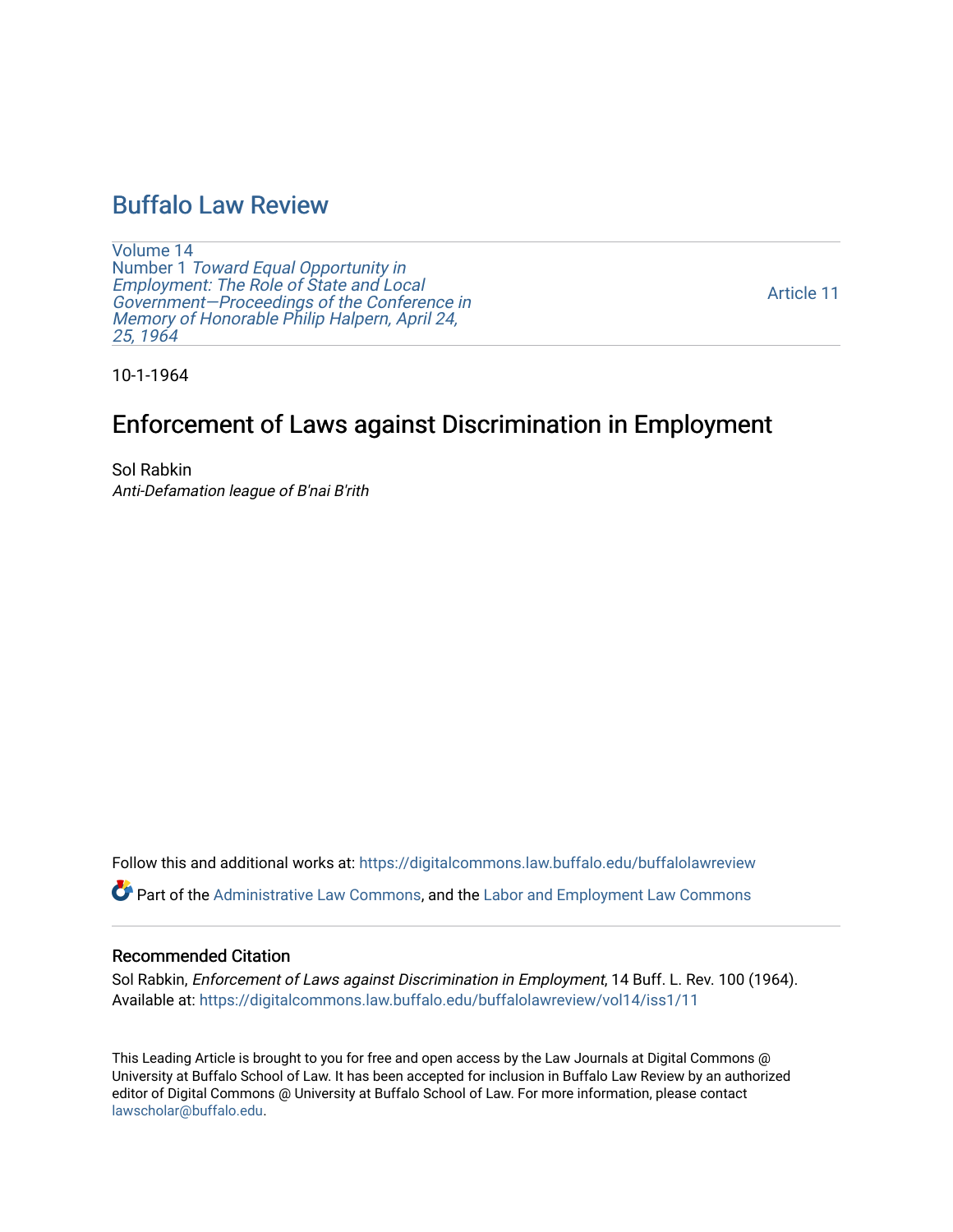# Buffalo Law Review

Volume 14
Number 1 *Toward Equal Opportunity in Employment: The Role of State and Local Government—Proceedings of the Conference in Memory of Honorable Philip Halpern, April 24, 25, 1964*

Article 11

10-1-1964

## Enforcement of Laws against Discrimination in Employment

Sol Rabkin
*Anti-Defamation league of B'nai B'rith*

Follow this and additional works at: https://digitalcommons.law.buffalo.edu/buffalolawreview

Part of the Administrative Law Commons, and the Labor and Employment Law Commons

### Recommended Citation

Sol Rabkin, *Enforcement of Laws against Discrimination in Employment*, 14 Buff. L. Rev. 100 (1964).
Available at: https://digitalcommons.law.buffalo.edu/buffalolawreview/vol14/iss1/11

This Leading Article is brought to you for free and open access by the Law Journals at Digital Commons @ University at Buffalo School of Law. It has been accepted for inclusion in Buffalo Law Review by an authorized editor of Digital Commons @ University at Buffalo School of Law. For more information, please contact lawscholar@buffalo.edu.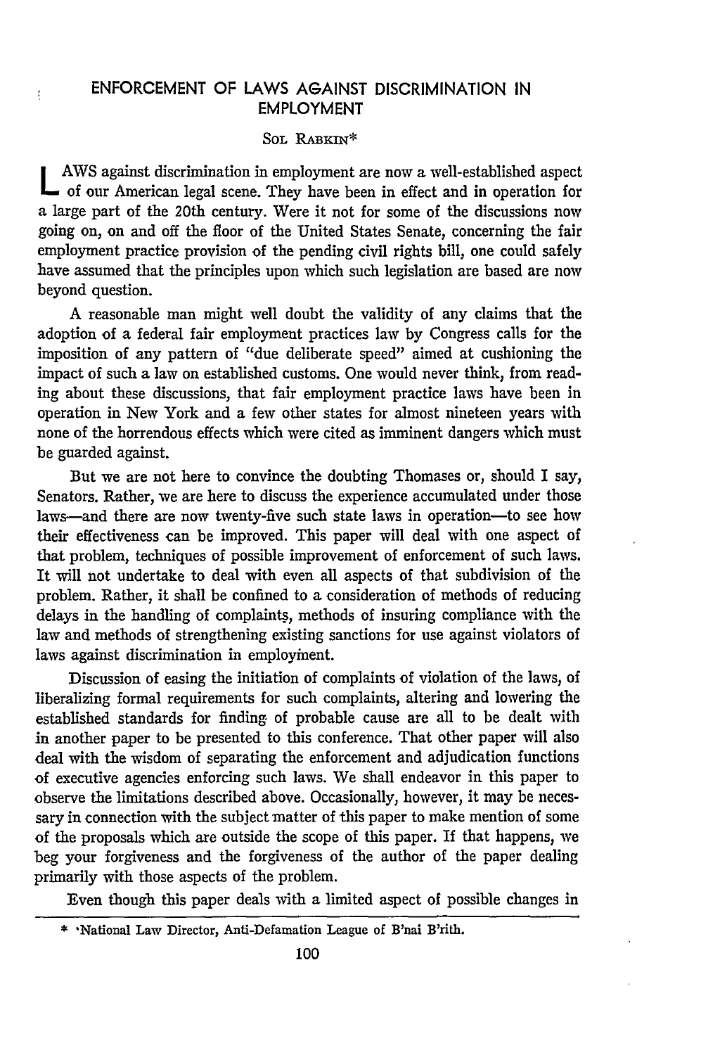# ENFORCEMENT OF LAWS AGAINST DISCRIMINATION IN EMPLOYMENT

SOL RABKIN*

LAWS against discrimination in employment are now a well-established aspect of our American legal scene. They have been in effect and in operation for a large part of the 20th century. Were it not for some of the discussions now going on, on and off the floor of the United States Senate, concerning the fair employment practice provision of the pending civil rights bill, one could safely have assumed that the principles upon which such legislation are based are now beyond question.

A reasonable man might well doubt the validity of any claims that the adoption of a federal fair employment practices law by Congress calls for the imposition of any pattern of "due deliberate speed" aimed at cushioning the impact of such a law on established customs. One would never think, from reading about these discussions, that fair employment practice laws have been in operation in New York and a few other states for almost nineteen years with none of the horrendous effects which were cited as imminent dangers which must be guarded against.

But we are not here to convince the doubting Thomases or, should I say, Senators. Rather, we are here to discuss the experience accumulated under those laws—and there are now twenty-five such state laws in operation—to see how their effectiveness can be improved. This paper will deal with one aspect of that problem, techniques of possible improvement of enforcement of such laws. It will not undertake to deal with even all aspects of that subdivision of the problem. Rather, it shall be confined to a consideration of methods of reducing delays in the handling of complaints, methods of insuring compliance with the law and methods of strengthening existing sanctions for use against violators of laws against discrimination in employment.

Discussion of easing the initiation of complaints of violation of the laws, of liberalizing formal requirements for such complaints, altering and lowering the established standards for finding of probable cause are all to be dealt with in another paper to be presented to this conference. That other paper will also deal with the wisdom of separating the enforcement and adjudication functions of executive agencies enforcing such laws. We shall endeavor in this paper to observe the limitations described above. Occasionally, however, it may be necessary in connection with the subject matter of this paper to make mention of some of the proposals which are outside the scope of this paper. If that happens, we beg your forgiveness and the forgiveness of the author of the paper dealing primarily with those aspects of the problem.

Even though this paper deals with a limited aspect of possible changes in

---

\* National Law Director, Anti-Defamation League of B'nai B'rith.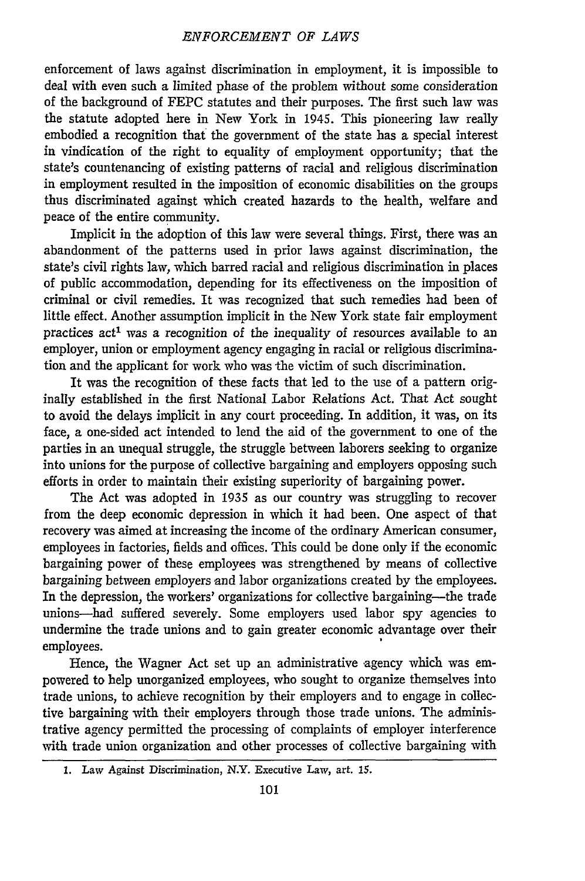enforcement of laws against discrimination in employment, it is impossible to deal with even such a limited phase of the problem without some consideration of the background of FEPC statutes and their purposes. The first such law was the statute adopted here in New York in 1945. This pioneering law really embodied a recognition that the government of the state has a special interest in vindication of the right to equality of employment opportunity; that the state's countenancing of existing patterns of racial and religious discrimination in employment resulted in the imposition of economic disabilities on the groups thus discriminated against which created hazards to the health, welfare and peace of the entire community.

Implicit in the adoption of this law were several things. First, there was an abandonment of the patterns used in prior laws against discrimination, the state's civil rights law, which barred racial and religious discrimination in places of public accommodation, depending for its effectiveness on the imposition of criminal or civil remedies. It was recognized that such remedies had been of little effect. Another assumption implicit in the New York state fair employment practices act[1] was a recognition of the inequality of resources available to an employer, union or employment agency engaging in racial or religious discrimination and the applicant for work who was the victim of such discrimination.

It was the recognition of these facts that led to the use of a pattern originally established in the first National Labor Relations Act. That Act sought to avoid the delays implicit in any court proceeding. In addition, it was, on its face, a one-sided act intended to lend the aid of the government to one of the parties in an unequal struggle, the struggle between laborers seeking to organize into unions for the purpose of collective bargaining and employers opposing such efforts in order to maintain their existing superiority of bargaining power.

The Act was adopted in 1935 as our country was struggling to recover from the deep economic depression in which it had been. One aspect of that recovery was aimed at increasing the income of the ordinary American consumer, employees in factories, fields and offices. This could be done only if the economic bargaining power of these employees was strengthened by means of collective bargaining between employers and labor organizations created by the employees. In the depression, the workers' organizations for collective bargaining—the trade unions—had suffered severely. Some employers used labor spy agencies to undermine the trade unions and to gain greater economic advantage over their employees.

Hence, the Wagner Act set up an administrative agency which was empowered to help unorganized employees, who sought to organize themselves into trade unions, to achieve recognition by their employers and to engage in collective bargaining with their employers through those trade unions. The administrative agency permitted the processing of complaints of employer interference with trade union organization and other processes of collective bargaining with

1. Law Against Discrimination, N.Y. Executive Law, art. 15.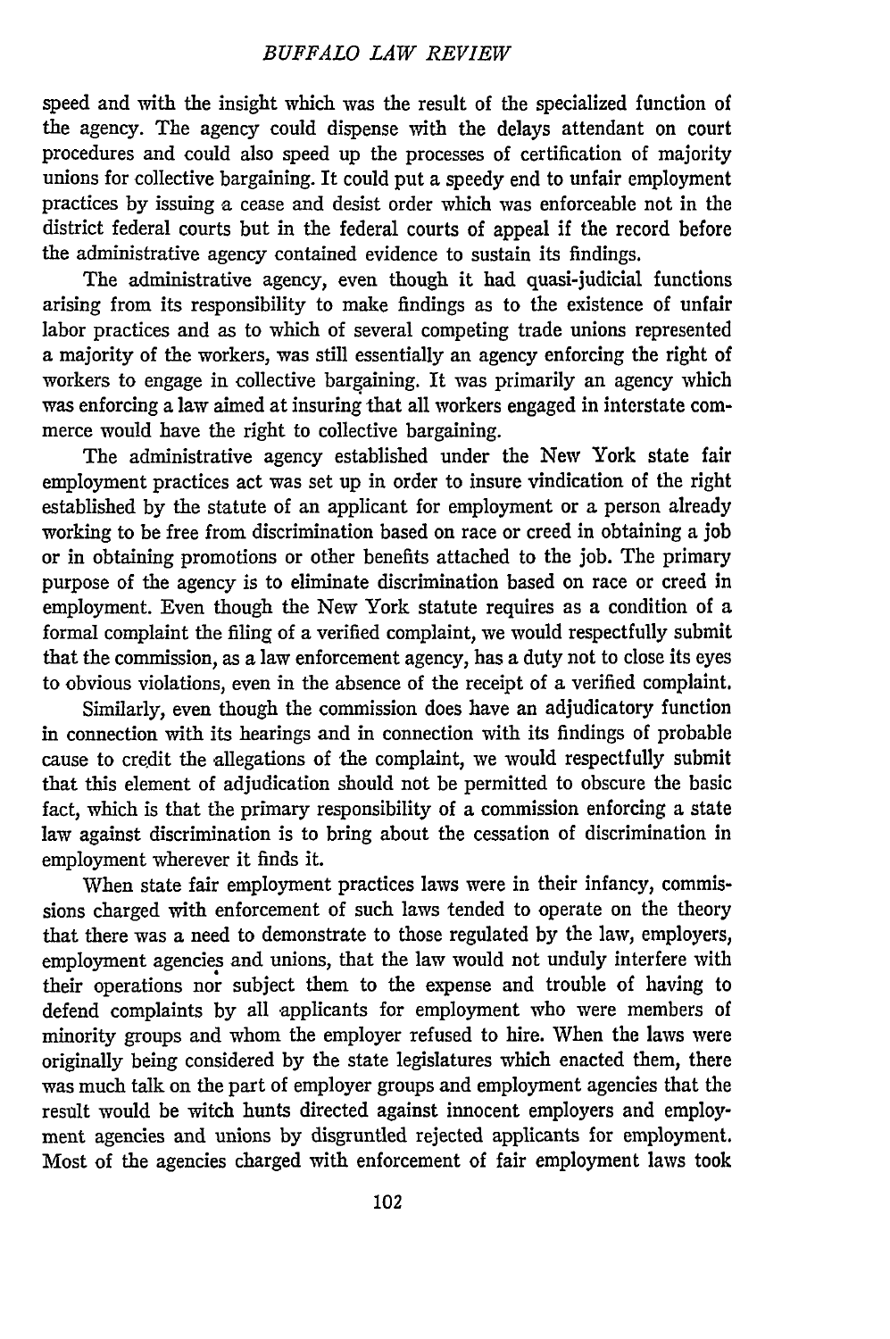speed and with the insight which was the result of the specialized function of the agency. The agency could dispense with the delays attendant on court procedures and could also speed up the processes of certification of majority unions for collective bargaining. It could put a speedy end to unfair employment practices by issuing a cease and desist order which was enforceable not in the district federal courts but in the federal courts of appeal if the record before the administrative agency contained evidence to sustain its findings.

The administrative agency, even though it had quasi-judicial functions arising from its responsibility to make findings as to the existence of unfair labor practices and as to which of several competing trade unions represented a majority of the workers, was still essentially an agency enforcing the right of workers to engage in collective bargaining. It was primarily an agency which was enforcing a law aimed at insuring that all workers engaged in interstate commerce would have the right to collective bargaining.

The administrative agency established under the New York state fair employment practices act was set up in order to insure vindication of the right established by the statute of an applicant for employment or a person already working to be free from discrimination based on race or creed in obtaining a job or in obtaining promotions or other benefits attached to the job. The primary purpose of the agency is to eliminate discrimination based on race or creed in employment. Even though the New York statute requires as a condition of a formal complaint the filing of a verified complaint, we would respectfully submit that the commission, as a law enforcement agency, has a duty not to close its eyes to obvious violations, even in the absence of the receipt of a verified complaint.

Similarly, even though the commission does have an adjudicatory function in connection with its hearings and in connection with its findings of probable cause to credit the allegations of the complaint, we would respectfully submit that this element of adjudication should not be permitted to obscure the basic fact, which is that the primary responsibility of a commission enforcing a state law against discrimination is to bring about the cessation of discrimination in employment wherever it finds it.

When state fair employment practices laws were in their infancy, commissions charged with enforcement of such laws tended to operate on the theory that there was a need to demonstrate to those regulated by the law, employers, employment agencies and unions, that the law would not unduly interfere with their operations nor subject them to the expense and trouble of having to defend complaints by all applicants for employment who were members of minority groups and whom the employer refused to hire. When the laws were originally being considered by the state legislatures which enacted them, there was much talk on the part of employer groups and employment agencies that the result would be witch hunts directed against innocent employers and employment agencies and unions by disgruntled rejected applicants for employment. Most of the agencies charged with enforcement of fair employment laws took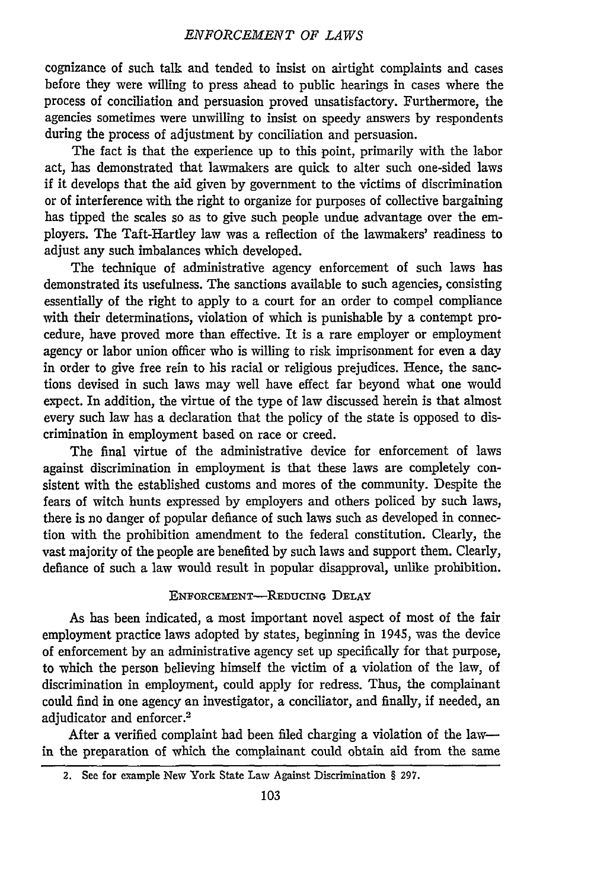cognizance of such talk and tended to insist on airtight complaints and cases before they were willing to press ahead to public hearings in cases where the process of conciliation and persuasion proved unsatisfactory. Furthermore, the agencies sometimes were unwilling to insist on speedy answers by respondents during the process of adjustment by conciliation and persuasion.

The fact is that the experience up to this point, primarily with the labor act, has demonstrated that lawmakers are quick to alter such one-sided laws if it develops that the aid given by government to the victims of discrimination or of interference with the right to organize for purposes of collective bargaining has tipped the scales so as to give such people undue advantage over the employers. The Taft-Hartley law was a reflection of the lawmakers' readiness to adjust any such imbalances which developed.

The technique of administrative agency enforcement of such laws has demonstrated its usefulness. The sanctions available to such agencies, consisting essentially of the right to apply to a court for an order to compel compliance with their determinations, violation of which is punishable by a contempt procedure, have proved more than effective. It is a rare employer or employment agency or labor union officer who is willing to risk imprisonment for even a day in order to give free rein to his racial or religious prejudices. Hence, the sanctions devised in such laws may well have effect far beyond what one would expect. In addition, the virtue of the type of law discussed herein is that almost every such law has a declaration that the policy of the state is opposed to discrimination in employment based on race or creed.

The final virtue of the administrative device for enforcement of laws against discrimination in employment is that these laws are completely consistent with the established customs and mores of the community. Despite the fears of witch hunts expressed by employers and others policed by such laws, there is no danger of popular defiance of such laws such as developed in connection with the prohibition amendment to the federal constitution. Clearly, the vast majority of the people are benefited by such laws and support them. Clearly, defiance of such a law would result in popular disapproval, unlike prohibition.

## ENFORCEMENT—REDUCING DELAY

As has been indicated, a most important novel aspect of most of the fair employment practice laws adopted by states, beginning in 1945, was the device of enforcement by an administrative agency set up specifically for that purpose, to which the person believing himself the victim of a violation of the law, of discrimination in employment, could apply for redress. Thus, the complainant could find in one agency an investigator, a conciliator, and finally, if needed, an adjudicator and enforcer.[2]

After a verified complaint had been filed charging a violation of the law—in the preparation of which the complainant could obtain aid from the same

2. See for example New York State Law Against Discrimination § 297.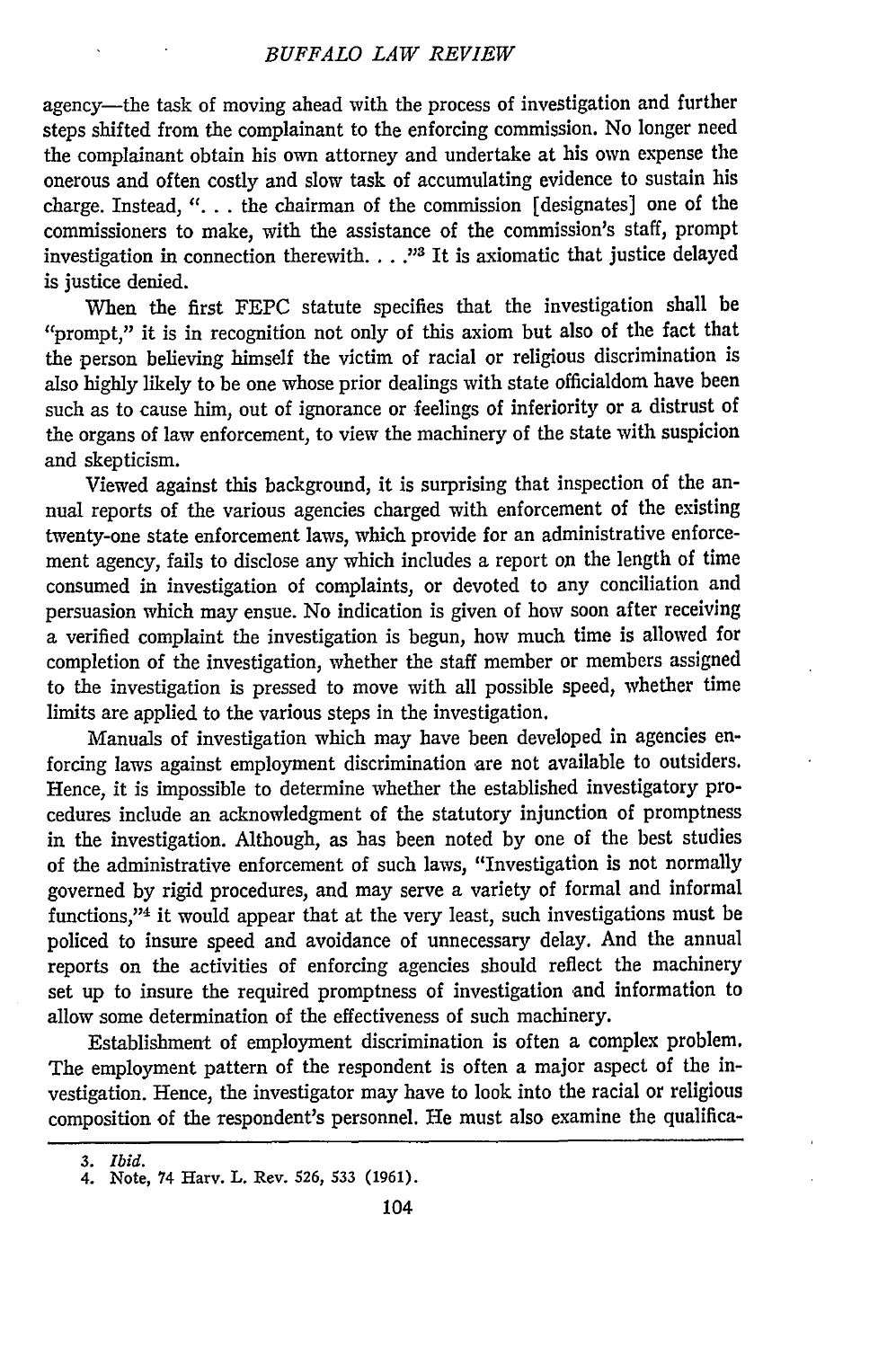agency—the task of moving ahead with the process of investigation and further steps shifted from the complainant to the enforcing commission. No longer need the complainant obtain his own attorney and undertake at his own expense the onerous and often costly and slow task of accumulating evidence to sustain his charge. Instead, ". . . the chairman of the commission [designates] one of the commissioners to make, with the assistance of the commission's staff, prompt investigation in connection therewith. . . ."[3] It is axiomatic that justice delayed is justice denied.

When the first FEPC statute specifies that the investigation shall be "prompt," it is in recognition not only of this axiom but also of the fact that the person believing himself the victim of racial or religious discrimination is also highly likely to be one whose prior dealings with state officialdom have been such as to cause him, out of ignorance or feelings of inferiority or a distrust of the organs of law enforcement, to view the machinery of the state with suspicion and skepticism.

Viewed against this background, it is surprising that inspection of the annual reports of the various agencies charged with enforcement of the existing twenty-one state enforcement laws, which provide for an administrative enforcement agency, fails to disclose any which includes a report on the length of time consumed in investigation of complaints, or devoted to any conciliation and persuasion which may ensue. No indication is given of how soon after receiving a verified complaint the investigation is begun, how much time is allowed for completion of the investigation, whether the staff member or members assigned to the investigation is pressed to move with all possible speed, whether time limits are applied to the various steps in the investigation.

Manuals of investigation which may have been developed in agencies enforcing laws against employment discrimination are not available to outsiders. Hence, it is impossible to determine whether the established investigatory procedures include an acknowledgment of the statutory injunction of promptness in the investigation. Although, as has been noted by one of the best studies of the administrative enforcement of such laws, "Investigation is not normally governed by rigid procedures, and may serve a variety of formal and informal functions,"[4] it would appear that at the very least, such investigations must be policed to insure speed and avoidance of unnecessary delay. And the annual reports on the activities of enforcing agencies should reflect the machinery set up to insure the required promptness of investigation and information to allow some determination of the effectiveness of such machinery.

Establishment of employment discrimination is often a complex problem. The employment pattern of the respondent is often a major aspect of the investigation. Hence, the investigator may have to look into the racial or religious composition of the respondent's personnel. He must also examine the qualifica-

---

3. *Ibid.*
4. Note, 74 Harv. L. Rev. 526, 533 (1961).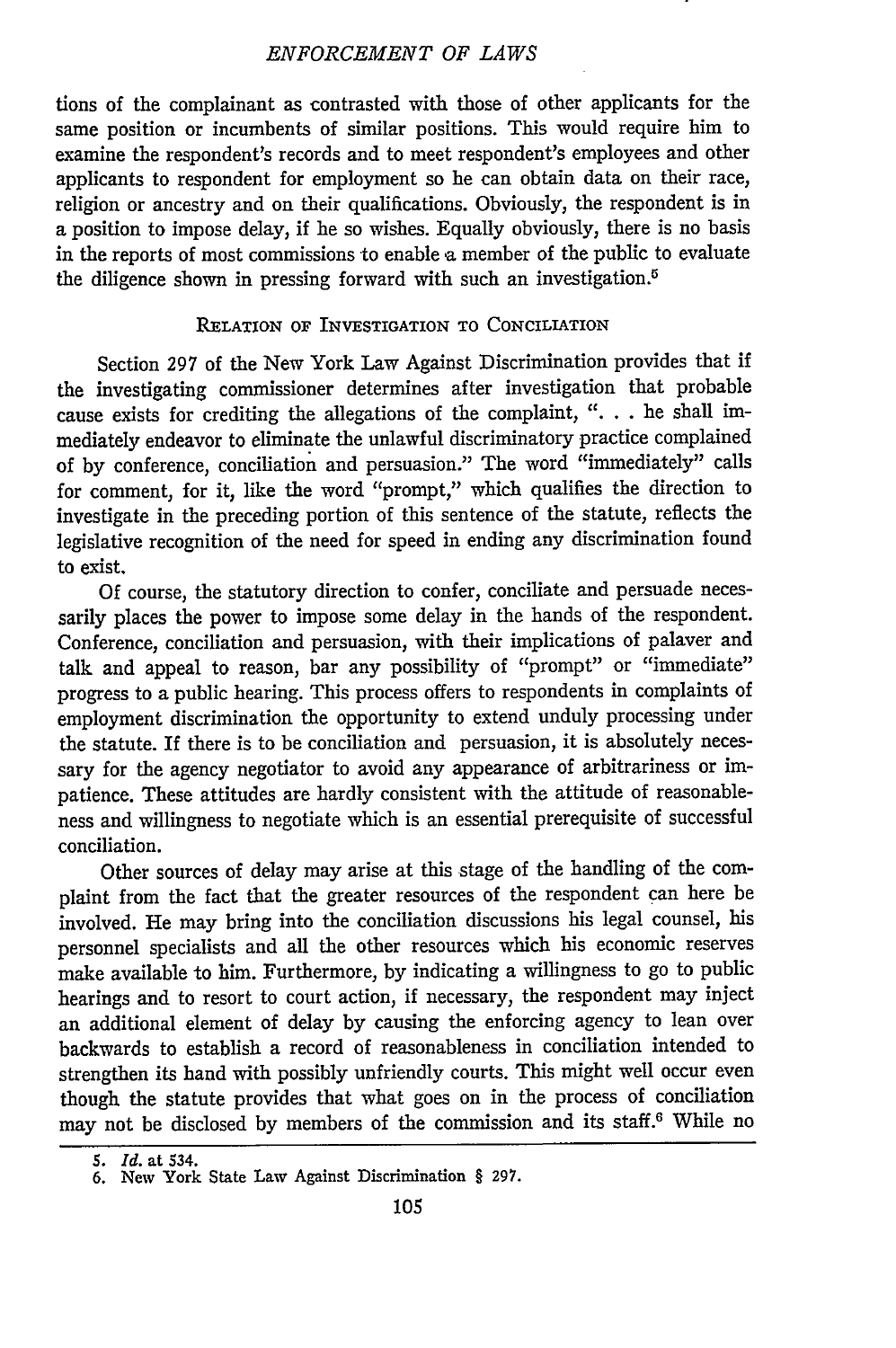tions of the complainant as contrasted with those of other applicants for the same position or incumbents of similar positions. This would require him to examine the respondent's records and to meet respondent's employees and other applicants to respondent for employment so he can obtain data on their race, religion or ancestry and on their qualifications. Obviously, the respondent is in a position to impose delay, if he so wishes. Equally obviously, there is no basis in the reports of most commissions to enable a member of the public to evaluate the diligence shown in pressing forward with such an investigation.[5]

## RELATION OF INVESTIGATION TO CONCILIATION

Section 297 of the New York Law Against Discrimination provides that if the investigating commissioner determines after investigation that probable cause exists for crediting the allegations of the complaint, ". . . he shall immediately endeavor to eliminate the unlawful discriminatory practice complained of by conference, conciliation and persuasion." The word "immediately" calls for comment, for it, like the word "prompt," which qualifies the direction to investigate in the preceding portion of this sentence of the statute, reflects the legislative recognition of the need for speed in ending any discrimination found to exist.

Of course, the statutory direction to confer, conciliate and persuade necessarily places the power to impose some delay in the hands of the respondent. Conference, conciliation and persuasion, with their implications of palaver and talk and appeal to reason, bar any possibility of "prompt" or "immediate" progress to a public hearing. This process offers to respondents in complaints of employment discrimination the opportunity to extend unduly processing under the statute. If there is to be conciliation and persuasion, it is absolutely necessary for the agency negotiator to avoid any appearance of arbitrariness or impatience. These attitudes are hardly consistent with the attitude of reasonableness and willingness to negotiate which is an essential prerequisite of successful conciliation.

Other sources of delay may arise at this stage of the handling of the complaint from the fact that the greater resources of the respondent can here be involved. He may bring into the conciliation discussions his legal counsel, his personnel specialists and all the other resources which his economic reserves make available to him. Furthermore, by indicating a willingness to go to public hearings and to resort to court action, if necessary, the respondent may inject an additional element of delay by causing the enforcing agency to lean over backwards to establish a record of reasonableness in conciliation intended to strengthen its hand with possibly unfriendly courts. This might well occur even though the statute provides that what goes on in the process of conciliation may not be disclosed by members of the commission and its staff.[6] While no

---

5. *Id.* at 534.
6. New York State Law Against Discrimination § 297.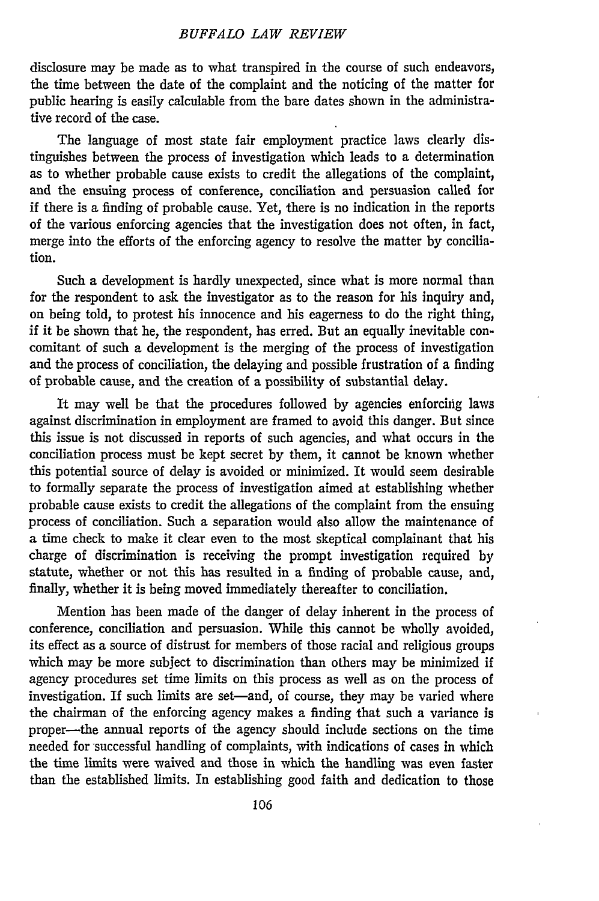disclosure may be made as to what transpired in the course of such endeavors, the time between the date of the complaint and the noticing of the matter for public hearing is easily calculable from the bare dates shown in the administrative record of the case.

The language of most state fair employment practice laws clearly distinguishes between the process of investigation which leads to a determination as to whether probable cause exists to credit the allegations of the complaint, and the ensuing process of conference, conciliation and persuasion called for if there is a finding of probable cause. Yet, there is no indication in the reports of the various enforcing agencies that the investigation does not often, in fact, merge into the efforts of the enforcing agency to resolve the matter by conciliation.

Such a development is hardly unexpected, since what is more normal than for the respondent to ask the investigator as to the reason for his inquiry and, on being told, to protest his innocence and his eagerness to do the right thing, if it be shown that he, the respondent, has erred. But an equally inevitable concomitant of such a development is the merging of the process of investigation and the process of conciliation, the delaying and possible frustration of a finding of probable cause, and the creation of a possibility of substantial delay.

It may well be that the procedures followed by agencies enforcing laws against discrimination in employment are framed to avoid this danger. But since this issue is not discussed in reports of such agencies, and what occurs in the conciliation process must be kept secret by them, it cannot be known whether this potential source of delay is avoided or minimized. It would seem desirable to formally separate the process of investigation aimed at establishing whether probable cause exists to credit the allegations of the complaint from the ensuing process of conciliation. Such a separation would also allow the maintenance of a time check to make it clear even to the most skeptical complainant that his charge of discrimination is receiving the prompt investigation required by statute, whether or not this has resulted in a finding of probable cause, and, finally, whether it is being moved immediately thereafter to conciliation.

Mention has been made of the danger of delay inherent in the process of conference, conciliation and persuasion. While this cannot be wholly avoided, its effect as a source of distrust for members of those racial and religious groups which may be more subject to discrimination than others may be minimized if agency procedures set time limits on this process as well as on the process of investigation. If such limits are set—and, of course, they may be varied where the chairman of the enforcing agency makes a finding that such a variance is proper—the annual reports of the agency should include sections on the time needed for successful handling of complaints, with indications of cases in which the time limits were waived and those in which the handling was even faster than the established limits. In establishing good faith and dedication to those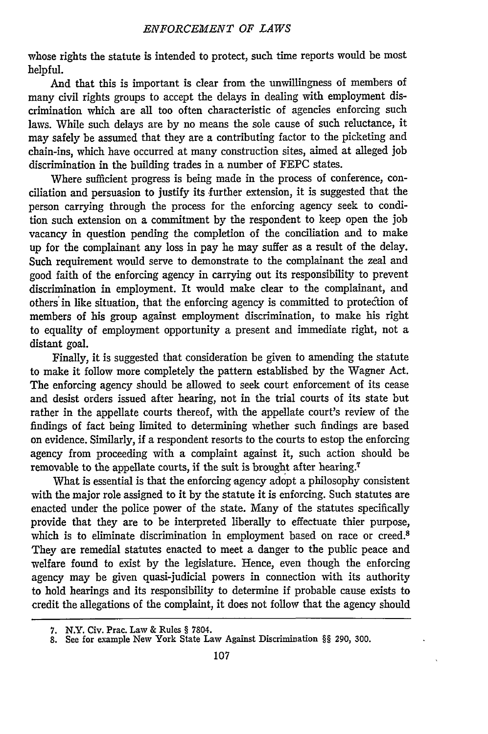whose rights the statute is intended to protect, such time reports would be most helpful.

And that this is important is clear from the unwillingness of members of many civil rights groups to accept the delays in dealing with employment discrimination which are all too often characteristic of agencies enforcing such laws. While such delays are by no means the sole cause of such reluctance, it may safely be assumed that they are a contributing factor to the picketing and chain-ins, which have occurred at many construction sites, aimed at alleged job discrimination in the building trades in a number of FEPC states.

Where sufficient progress is being made in the process of conference, conciliation and persuasion to justify its further extension, it is suggested that the person carrying through the process for the enforcing agency seek to condition such extension on a commitment by the respondent to keep open the job vacancy in question pending the completion of the conciliation and to make up for the complainant any loss in pay he may suffer as a result of the delay. Such requirement would serve to demonstrate to the complainant the zeal and good faith of the enforcing agency in carrying out its responsibility to prevent discrimination in employment. It would make clear to the complainant, and others in like situation, that the enforcing agency is committed to protection of members of his group against employment discrimination, to make his right to equality of employment opportunity a present and immediate right, not a distant goal.

Finally, it is suggested that consideration be given to amending the statute to make it follow more completely the pattern established by the Wagner Act. The enforcing agency should be allowed to seek court enforcement of its cease and desist orders issued after hearing, not in the trial courts of its state but rather in the appellate courts thereof, with the appellate court's review of the findings of fact being limited to determining whether such findings are based on evidence. Similarly, if a respondent resorts to the courts to estop the enforcing agency from proceeding with a complaint against it, such action should be removable to the appellate courts, if the suit is brought after hearing.[7]

What is essential is that the enforcing agency adopt a philosophy consistent with the major role assigned to it by the statute it is enforcing. Such statutes are enacted under the police power of the state. Many of the statutes specifically provide that they are to be interpreted liberally to effectuate thier purpose, which is to eliminate discrimination in employment based on race or creed.[8] They are remedial statutes enacted to meet a danger to the public peace and welfare found to exist by the legislature. Hence, even though the enforcing agency may be given quasi-judicial powers in connection with its authority to hold hearings and its responsibility to determine if probable cause exists to credit the allegations of the complaint, it does not follow that the agency should

7. N.Y. Civ. Prac. Law & Rules § 7804.
8. See for example New York State Law Against Discrimination §§ 290, 300.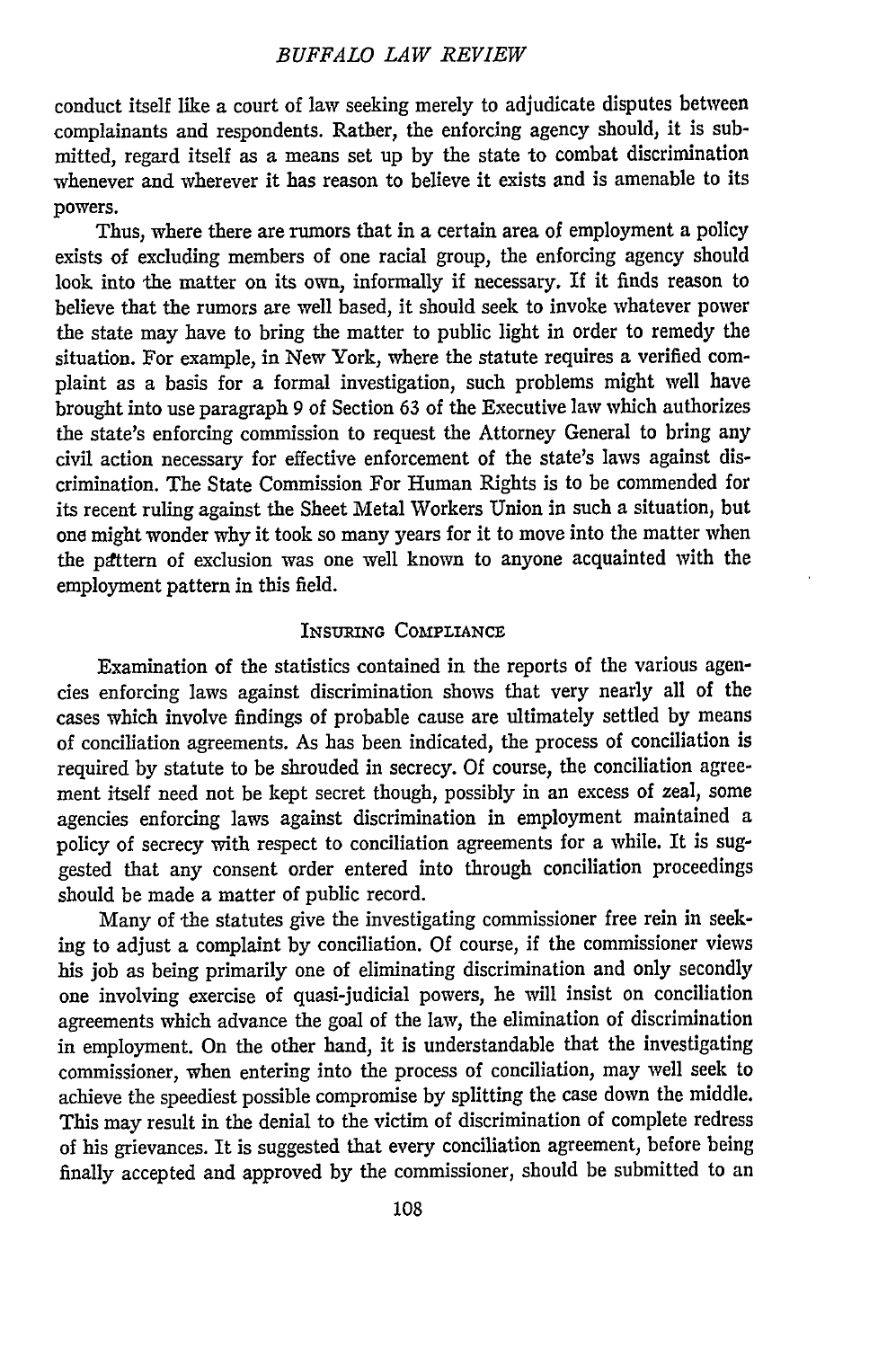conduct itself like a court of law seeking merely to adjudicate disputes between complainants and respondents. Rather, the enforcing agency should, it is submitted, regard itself as a means set up by the state to combat discrimination whenever and wherever it has reason to believe it exists and is amenable to its powers.

Thus, where there are rumors that in a certain area of employment a policy exists of excluding members of one racial group, the enforcing agency should look into the matter on its own, informally if necessary. If it finds reason to believe that the rumors are well based, it should seek to invoke whatever power the state may have to bring the matter to public light in order to remedy the situation. For example, in New York, where the statute requires a verified complaint as a basis for a formal investigation, such problems might well have brought into use paragraph 9 of Section 63 of the Executive law which authorizes the state's enforcing commission to request the Attorney General to bring any civil action necessary for effective enforcement of the state's laws against discrimination. The State Commission For Human Rights is to be commended for its recent ruling against the Sheet Metal Workers Union in such a situation, but one might wonder why it took so many years for it to move into the matter when the pattern of exclusion was one well known to anyone acquainted with the employment pattern in this field.

## INSURING COMPLIANCE

Examination of the statistics contained in the reports of the various agencies enforcing laws against discrimination shows that very nearly all of the cases which involve findings of probable cause are ultimately settled by means of conciliation agreements. As has been indicated, the process of conciliation is required by statute to be shrouded in secrecy. Of course, the conciliation agreement itself need not be kept secret though, possibly in an excess of zeal, some agencies enforcing laws against discrimination in employment maintained a policy of secrecy with respect to conciliation agreements for a while. It is suggested that any consent order entered into through conciliation proceedings should be made a matter of public record.

Many of the statutes give the investigating commissioner free rein in seeking to adjust a complaint by conciliation. Of course, if the commissioner views his job as being primarily one of eliminating discrimination and only secondly one involving exercise of quasi-judicial powers, he will insist on conciliation agreements which advance the goal of the law, the elimination of discrimination in employment. On the other hand, it is understandable that the investigating commissioner, when entering into the process of conciliation, may well seek to achieve the speediest possible compromise by splitting the case down the middle. This may result in the denial to the victim of discrimination of complete redress of his grievances. It is suggested that every conciliation agreement, before being finally accepted and approved by the commissioner, should be submitted to an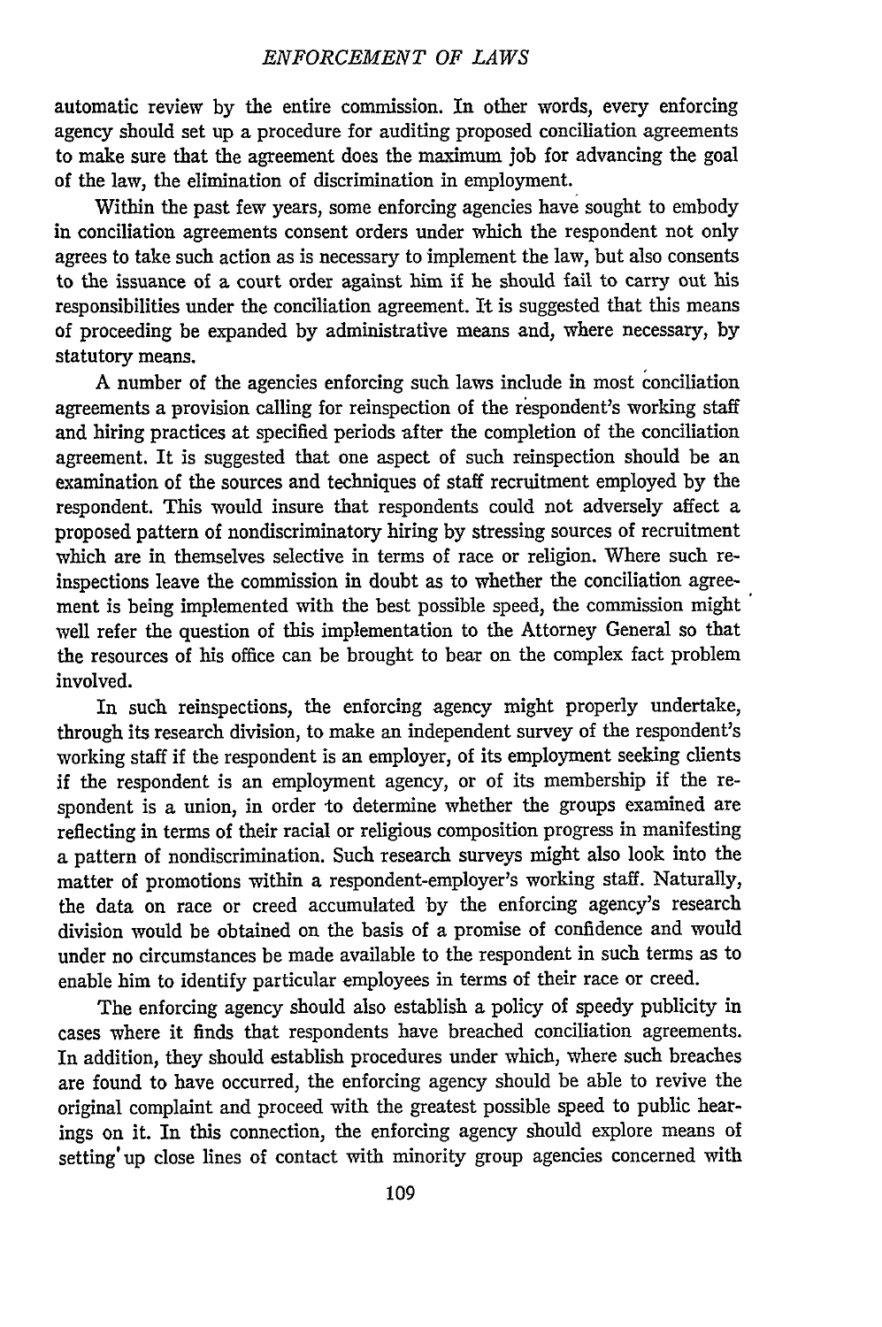automatic review by the entire commission. In other words, every enforcing agency should set up a procedure for auditing proposed conciliation agreements to make sure that the agreement does the maximum job for advancing the goal of the law, the elimination of discrimination in employment.

Within the past few years, some enforcing agencies have sought to embody in conciliation agreements consent orders under which the respondent not only agrees to take such action as is necessary to implement the law, but also consents to the issuance of a court order against him if he should fail to carry out his responsibilities under the conciliation agreement. It is suggested that this means of proceeding be expanded by administrative means and, where necessary, by statutory means.

A number of the agencies enforcing such laws include in most conciliation agreements a provision calling for reinspection of the respondent's working staff and hiring practices at specified periods after the completion of the conciliation agreement. It is suggested that one aspect of such reinspection should be an examination of the sources and techniques of staff recruitment employed by the respondent. This would insure that respondents could not adversely affect a proposed pattern of nondiscriminatory hiring by stressing sources of recruitment which are in themselves selective in terms of race or religion. Where such reinspections leave the commission in doubt as to whether the conciliation agreement is being implemented with the best possible speed, the commission might well refer the question of this implementation to the Attorney General so that the resources of his office can be brought to bear on the complex fact problem involved.

In such reinspections, the enforcing agency might properly undertake, through its research division, to make an independent survey of the respondent's working staff if the respondent is an employer, of its employment seeking clients if the respondent is an employment agency, or of its membership if the respondent is a union, in order to determine whether the groups examined are reflecting in terms of their racial or religious composition progress in manifesting a pattern of nondiscrimination. Such research surveys might also look into the matter of promotions within a respondent-employer's working staff. Naturally, the data on race or creed accumulated by the enforcing agency's research division would be obtained on the basis of a promise of confidence and would under no circumstances be made available to the respondent in such terms as to enable him to identify particular employees in terms of their race or creed.

The enforcing agency should also establish a policy of speedy publicity in cases where it finds that respondents have breached conciliation agreements. In addition, they should establish procedures under which, where such breaches are found to have occurred, the enforcing agency should be able to revive the original complaint and proceed with the greatest possible speed to public hearings on it. In this connection, the enforcing agency should explore means of setting up close lines of contact with minority group agencies concerned with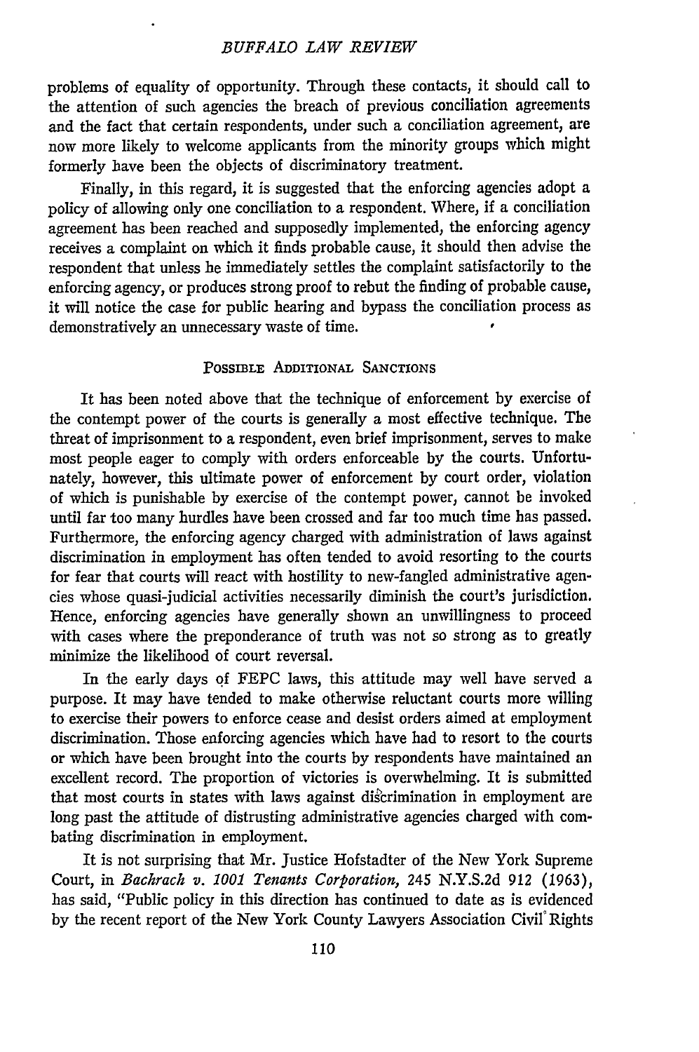problems of equality of opportunity. Through these contacts, it should call to the attention of such agencies the breach of previous conciliation agreements and the fact that certain respondents, under such a conciliation agreement, are now more likely to welcome applicants from the minority groups which might formerly have been the objects of discriminatory treatment.

Finally, in this regard, it is suggested that the enforcing agencies adopt a policy of allowing only one conciliation to a respondent. Where, if a conciliation agreement has been reached and supposedly implemented, the enforcing agency receives a complaint on which it finds probable cause, it should then advise the respondent that unless he immediately settles the complaint satisfactorily to the enforcing agency, or produces strong proof to rebut the finding of probable cause, it will notice the case for public hearing and bypass the conciliation process as demonstratively an unnecessary waste of time.

## POSSIBLE ADDITIONAL SANCTIONS

It has been noted above that the technique of enforcement by exercise of the contempt power of the courts is generally a most effective technique. The threat of imprisonment to a respondent, even brief imprisonment, serves to make most people eager to comply with orders enforceable by the courts. Unfortunately, however, this ultimate power of enforcement by court order, violation of which is punishable by exercise of the contempt power, cannot be invoked until far too many hurdles have been crossed and far too much time has passed. Furthermore, the enforcing agency charged with administration of laws against discrimination in employment has often tended to avoid resorting to the courts for fear that courts will react with hostility to new-fangled administrative agencies whose quasi-judicial activities necessarily diminish the court's jurisdiction. Hence, enforcing agencies have generally shown an unwillingness to proceed with cases where the preponderance of truth was not so strong as to greatly minimize the likelihood of court reversal.

In the early days of FEPC laws, this attitude may well have served a purpose. It may have tended to make otherwise reluctant courts more willing to exercise their powers to enforce cease and desist orders aimed at employment discrimination. Those enforcing agencies which have had to resort to the courts or which have been brought into the courts by respondents have maintained an excellent record. The proportion of victories is overwhelming. It is submitted that most courts in states with laws against discrimination in employment are long past the attitude of distrusting administrative agencies charged with combating discrimination in employment.

It is not surprising that Mr. Justice Hofstadter of the New York Supreme Court, in *Bachrach v. 1001 Tenants Corporation*, 245 N.Y.S.2d 912 (1963), has said, "Public policy in this direction has continued to date as is evidenced by the recent report of the New York County Lawyers Association Civil Rights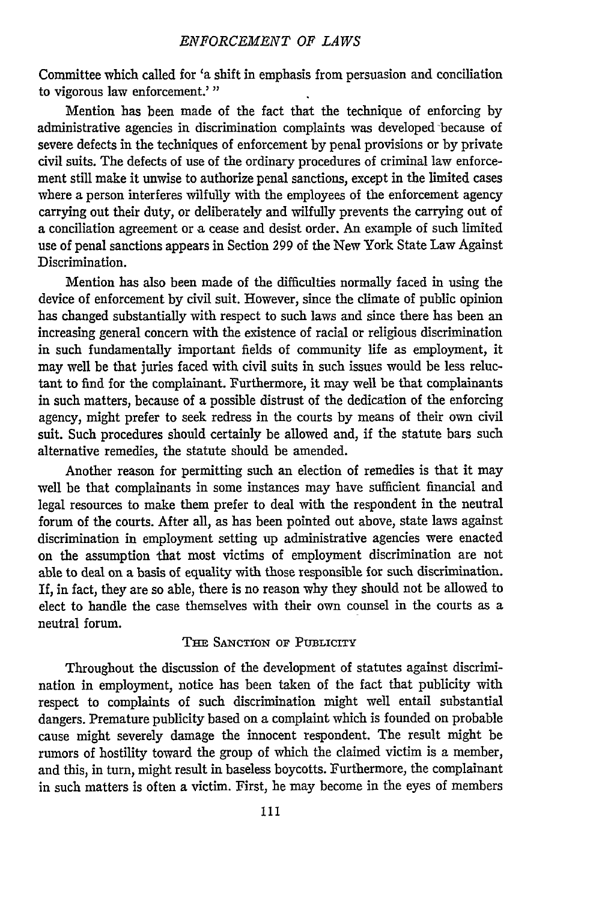Committee which called for 'a shift in emphasis from persuasion and conciliation to vigorous law enforcement.' "

Mention has been made of the fact that the technique of enforcing by administrative agencies in discrimination complaints was developed because of severe defects in the techniques of enforcement by penal provisions or by private civil suits. The defects of use of the ordinary procedures of criminal law enforcement still make it unwise to authorize penal sanctions, except in the limited cases where a person interferes wilfully with the employees of the enforcement agency carrying out their duty, or deliberately and wilfully prevents the carrying out of a conciliation agreement or a cease and desist order. An example of such limited use of penal sanctions appears in Section 299 of the New York State Law Against Discrimination.

Mention has also been made of the difficulties normally faced in using the device of enforcement by civil suit. However, since the climate of public opinion has changed substantially with respect to such laws and since there has been an increasing general concern with the existence of racial or religious discrimination in such fundamentally important fields of community life as employment, it may well be that juries faced with civil suits in such issues would be less reluctant to find for the complainant. Furthermore, it may well be that complainants in such matters, because of a possible distrust of the dedication of the enforcing agency, might prefer to seek redress in the courts by means of their own civil suit. Such procedures should certainly be allowed and, if the statute bars such alternative remedies, the statute should be amended.

Another reason for permitting such an election of remedies is that it may well be that complainants in some instances may have sufficient financial and legal resources to make them prefer to deal with the respondent in the neutral forum of the courts. After all, as has been pointed out above, state laws against discrimination in employment setting up administrative agencies were enacted on the assumption that most victims of employment discrimination are not able to deal on a basis of equality with those responsible for such discrimination. If, in fact, they are so able, there is no reason why they should not be allowed to elect to handle the case themselves with their own counsel in the courts as a neutral forum.

## THE SANCTION OF PUBLICITY

Throughout the discussion of the development of statutes against discrimination in employment, notice has been taken of the fact that publicity with respect to complaints of such discrimination might well entail substantial dangers. Premature publicity based on a complaint which is founded on probable cause might severely damage the innocent respondent. The result might be rumors of hostility toward the group of which the claimed victim is a member, and this, in turn, might result in baseless boycotts. Furthermore, the complainant in such matters is often a victim. First, he may become in the eyes of members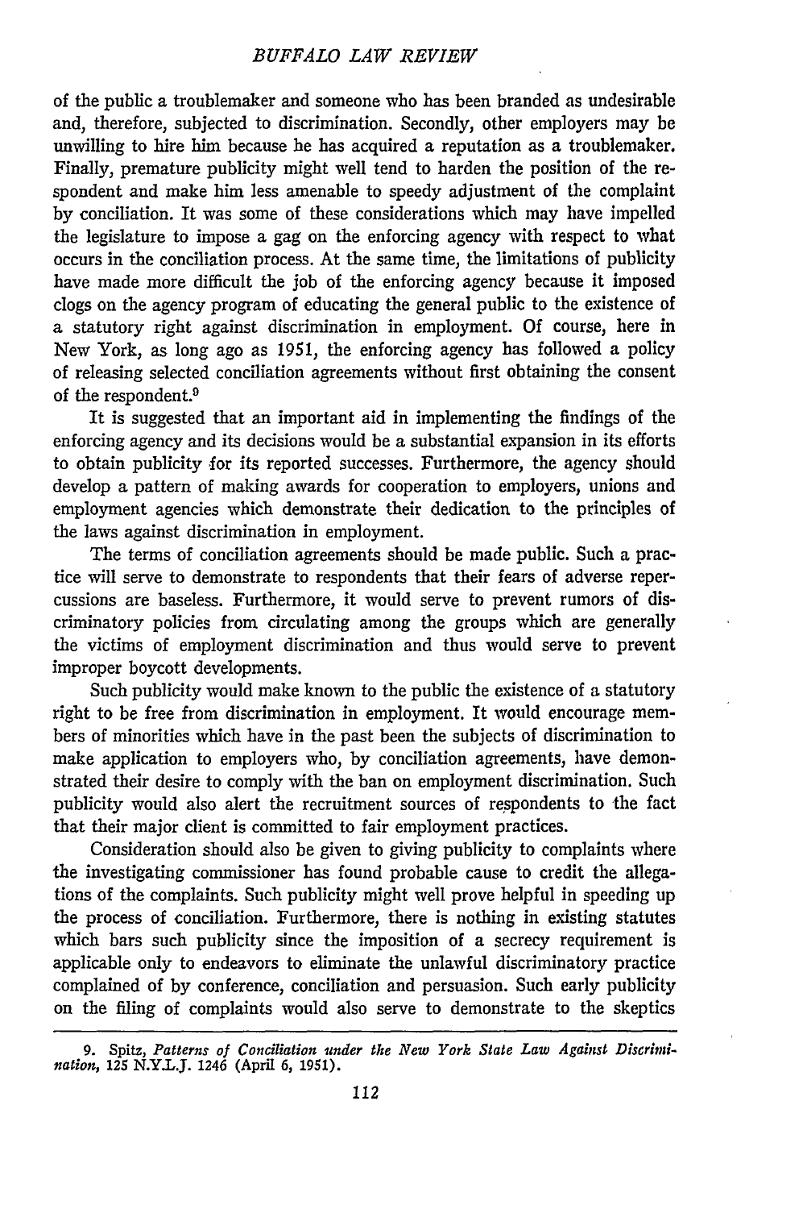of the public a troublemaker and someone who has been branded as undesirable and, therefore, subjected to discrimination. Secondly, other employers may be unwilling to hire him because he has acquired a reputation as a troublemaker. Finally, premature publicity might well tend to harden the position of the respondent and make him less amenable to speedy adjustment of the complaint by conciliation. It was some of these considerations which may have impelled the legislature to impose a gag on the enforcing agency with respect to what occurs in the conciliation process. At the same time, the limitations of publicity have made more difficult the job of the enforcing agency because it imposed clogs on the agency program of educating the general public to the existence of a statutory right against discrimination in employment. Of course, here in New York, as long ago as 1951, the enforcing agency has followed a policy of releasing selected conciliation agreements without first obtaining the consent of the respondent.[9]

It is suggested that an important aid in implementing the findings of the enforcing agency and its decisions would be a substantial expansion in its efforts to obtain publicity for its reported successes. Furthermore, the agency should develop a pattern of making awards for cooperation to employers, unions and employment agencies which demonstrate their dedication to the principles of the laws against discrimination in employment.

The terms of conciliation agreements should be made public. Such a practice will serve to demonstrate to respondents that their fears of adverse repercussions are baseless. Furthermore, it would serve to prevent rumors of discriminatory policies from circulating among the groups which are generally the victims of employment discrimination and thus would serve to prevent improper boycott developments.

Such publicity would make known to the public the existence of a statutory right to be free from discrimination in employment. It would encourage members of minorities which have in the past been the subjects of discrimination to make application to employers who, by conciliation agreements, have demonstrated their desire to comply with the ban on employment discrimination. Such publicity would also alert the recruitment sources of respondents to the fact that their major client is committed to fair employment practices.

Consideration should also be given to giving publicity to complaints where the investigating commissioner has found probable cause to credit the allegations of the complaints. Such publicity might well prove helpful in speeding up the process of conciliation. Furthermore, there is nothing in existing statutes which bars such publicity since the imposition of a secrecy requirement is applicable only to endeavors to eliminate the unlawful discriminatory practice complained of by conference, conciliation and persuasion. Such early publicity on the filing of complaints would also serve to demonstrate to the skeptics

9. Spitz, *Patterns of Conciliation under the New York State Law Against Discrimination*, 125 N.Y.L.J. 1246 (April 6, 1951).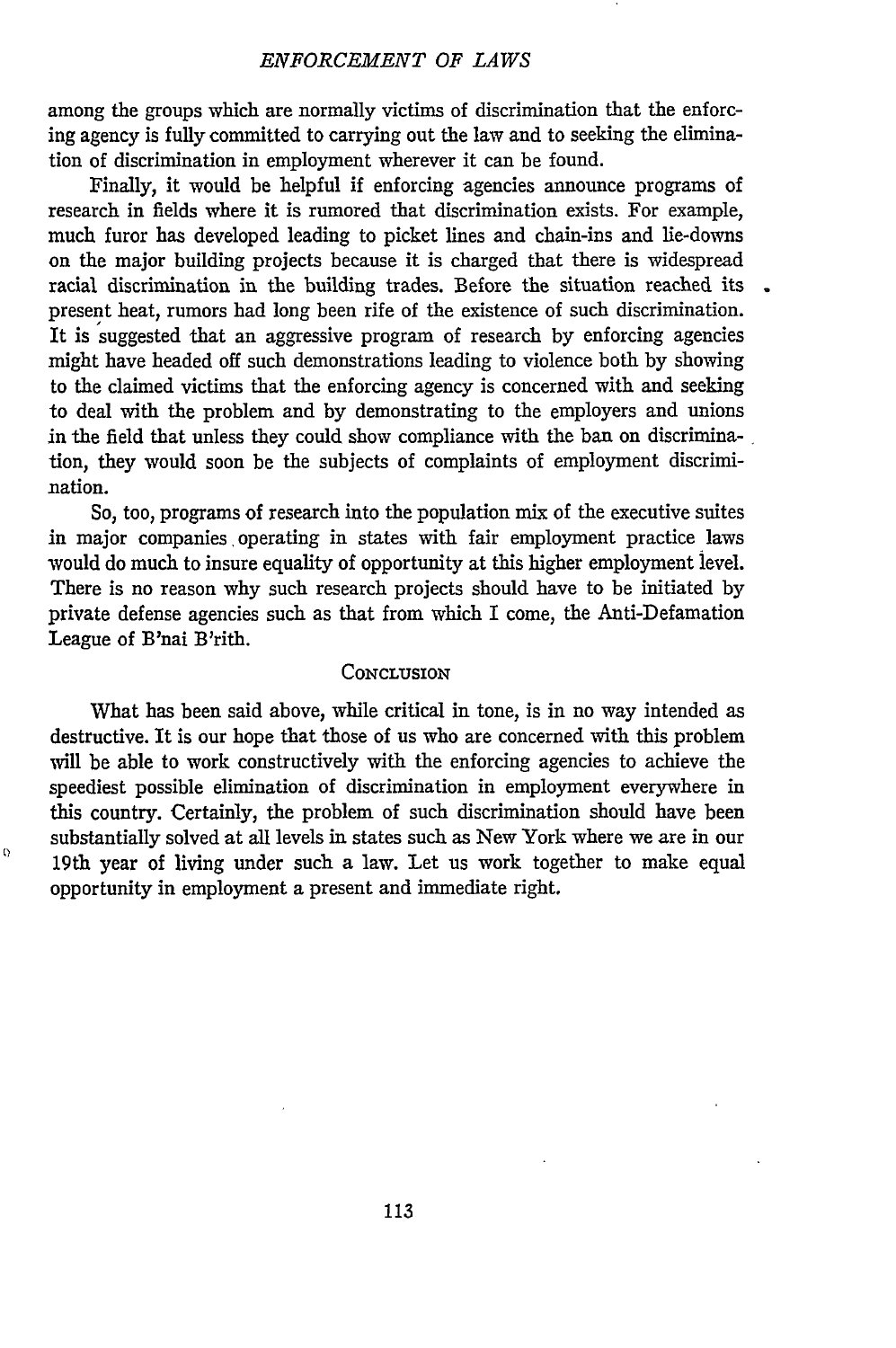among the groups which are normally victims of discrimination that the enforcing agency is fully committed to carrying out the law and to seeking the elimination of discrimination in employment wherever it can be found.

Finally, it would be helpful if enforcing agencies announce programs of research in fields where it is rumored that discrimination exists. For example, much furor has developed leading to picket lines and chain-ins and lie-downs on the major building projects because it is charged that there is widespread racial discrimination in the building trades. Before the situation reached its present heat, rumors had long been rife of the existence of such discrimination. It is suggested that an aggressive program of research by enforcing agencies might have headed off such demonstrations leading to violence both by showing to the claimed victims that the enforcing agency is concerned with and seeking to deal with the problem and by demonstrating to the employers and unions in the field that unless they could show compliance with the ban on discrimination, they would soon be the subjects of complaints of employment discrimination.

So, too, programs of research into the population mix of the executive suites in major companies operating in states with fair employment practice laws would do much to insure equality of opportunity at this higher employment level. There is no reason why such research projects should have to be initiated by private defense agencies such as that from which I come, the Anti-Defamation League of B'nai B'rith.

## Conclusion

What has been said above, while critical in tone, is in no way intended as destructive. It is our hope that those of us who are concerned with this problem will be able to work constructively with the enforcing agencies to achieve the speediest possible elimination of discrimination in employment everywhere in this country. Certainly, the problem of such discrimination should have been substantially solved at all levels in states such as New York where we are in our 19th year of living under such a law. Let us work together to make equal opportunity in employment a present and immediate right.